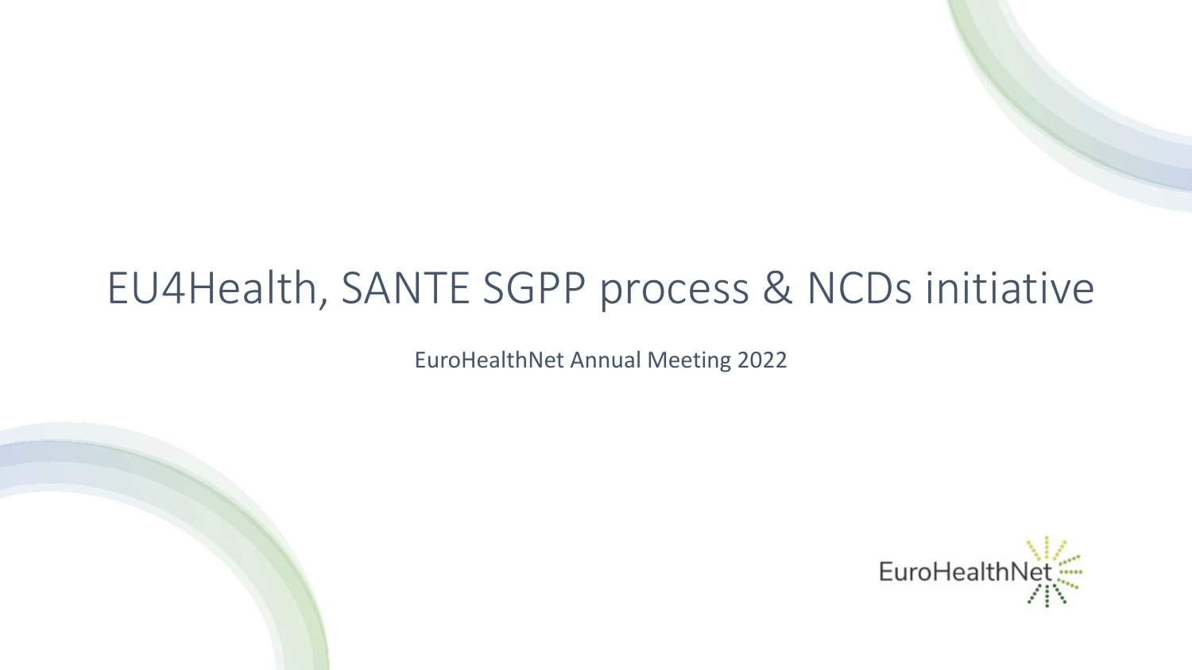# EU4Health, SANTE SGPP process & NCDs initiative

EuroHealthNet Annual Meeting 2022

EuroHealthNet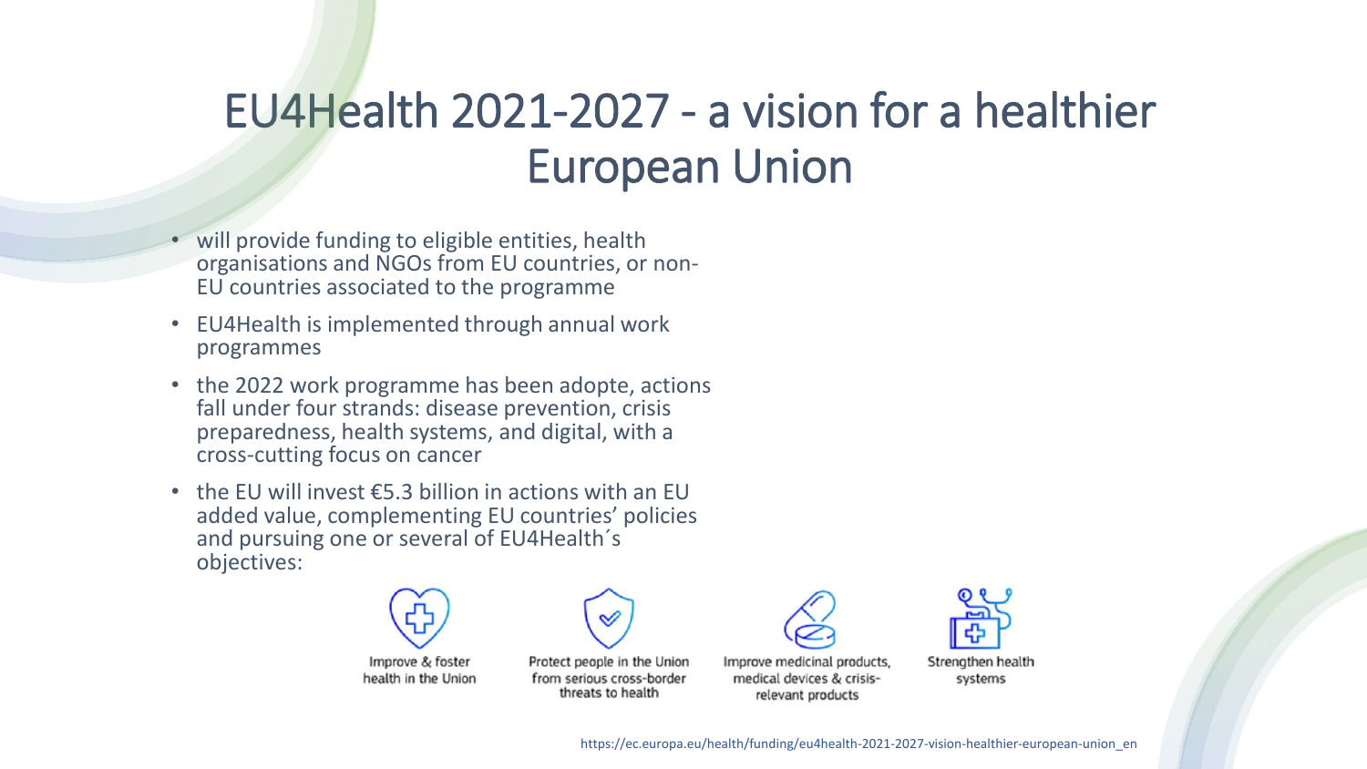# EU4Health 2021-2027 - a vision for a healthier European Union

- will provide funding to eligible entities, health organisations and NGOs from EU countries, or non-EU countries associated to the programme
- EU4Health is implemented through annual work programmes
- the 2022 work programme has been adopte, actions fall under four strands: disease prevention, crisis preparedness, health systems, and digital, with a cross-cutting focus on cancer
- the EU will invest €5.3 billion in actions with an EU added value, complementing EU countries' policies and pursuing one or several of EU4Health´s objectives:

Improve & foster health in the Union

Protect people in the Union from serious cross-border threats to health

Improve medicinal products, medical devices & crisis-relevant products

Strengthen health systems

https://ec.europa.eu/health/funding/eu4health-2021-2027-vision-healthier-european-union_en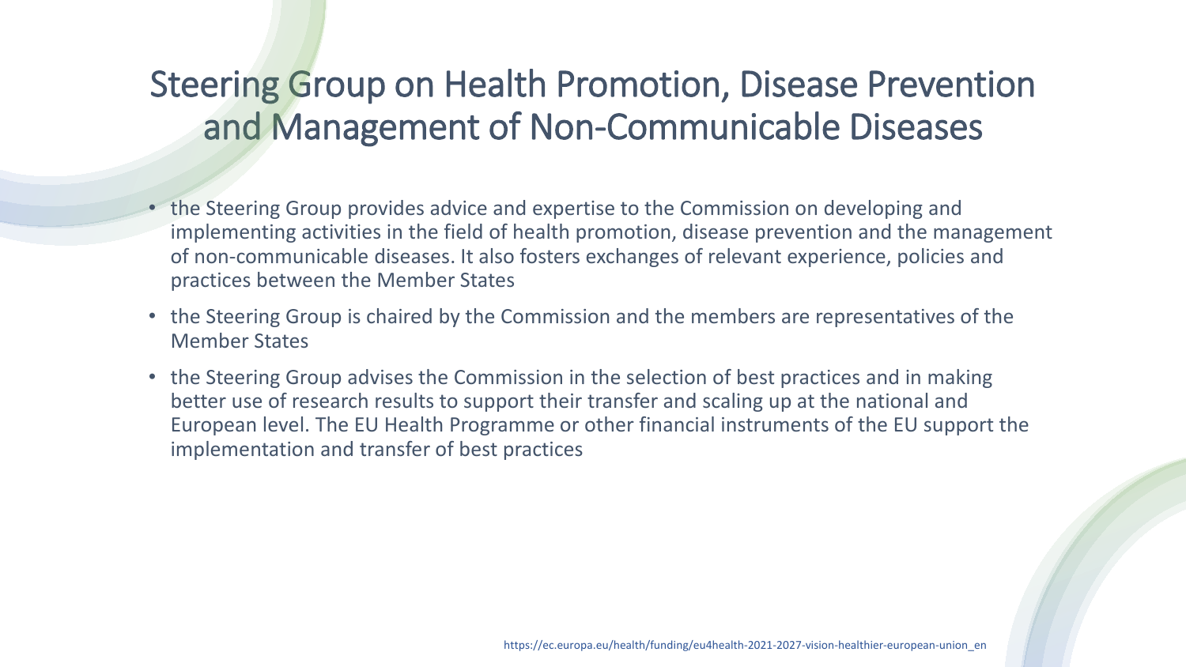# Steering Group on Health Promotion, Disease Prevention and Management of Non-Communicable Diseases

- the Steering Group provides advice and expertise to the Commission on developing and implementing activities in the field of health promotion, disease prevention and the management of non-communicable diseases. It also fosters exchanges of relevant experience, policies and practices between the Member States
- the Steering Group is chaired by the Commission and the members are representatives of the Member States
- the Steering Group advises the Commission in the selection of best practices and in making better use of research results to support their transfer and scaling up at the national and European level. The EU Health Programme or other financial instruments of the EU support the implementation and transfer of best practices

https://ec.europa.eu/health/funding/eu4health-2021-2027-vision-healthier-european-union_en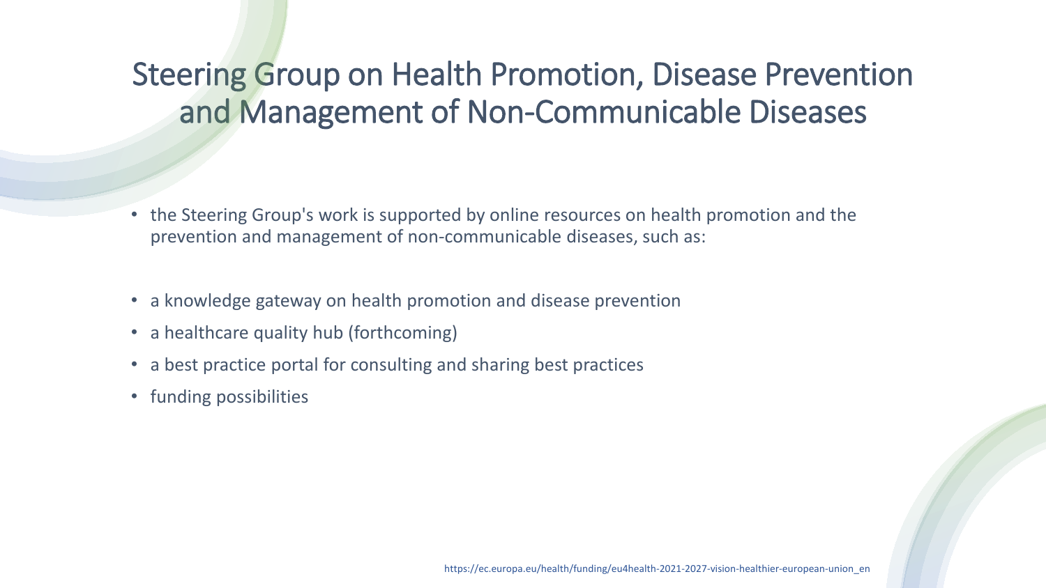# Steering Group on Health Promotion, Disease Prevention and Management of Non-Communicable Diseases

- the Steering Group's work is supported by online resources on health promotion and the prevention and management of non-communicable diseases, such as:
- a knowledge gateway on health promotion and disease prevention
- a healthcare quality hub (forthcoming)
- a best practice portal for consulting and sharing best practices
- funding possibilities

https://ec.europa.eu/health/funding/eu4health-2021-2027-vision-healthier-european-union_en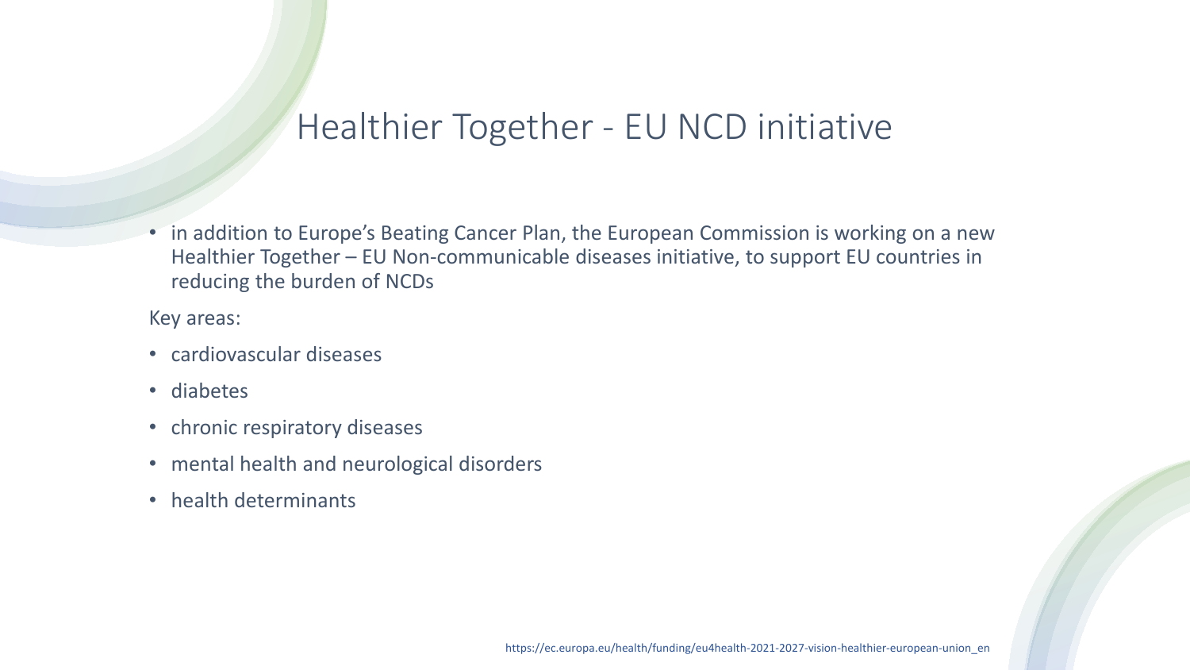# Healthier Together - EU NCD initiative

- in addition to Europe's Beating Cancer Plan, the European Commission is working on a new Healthier Together – EU Non-communicable diseases initiative, to support EU countries in reducing the burden of NCDs

Key areas:

- cardiovascular diseases
- diabetes
- chronic respiratory diseases
- mental health and neurological disorders
- health determinants

https://ec.europa.eu/health/funding/eu4health-2021-2027-vision-healthier-european-union_en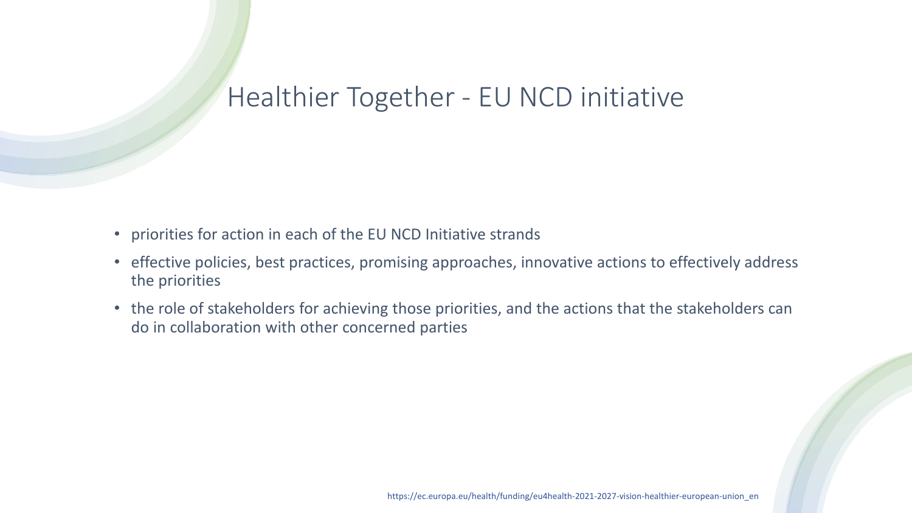# Healthier Together - EU NCD initiative

- priorities for action in each of the EU NCD Initiative strands
- effective policies, best practices, promising approaches, innovative actions to effectively address the priorities
- the role of stakeholders for achieving those priorities, and the actions that the stakeholders can do in collaboration with other concerned parties

https://ec.europa.eu/health/funding/eu4health-2021-2027-vision-healthier-european-union_en